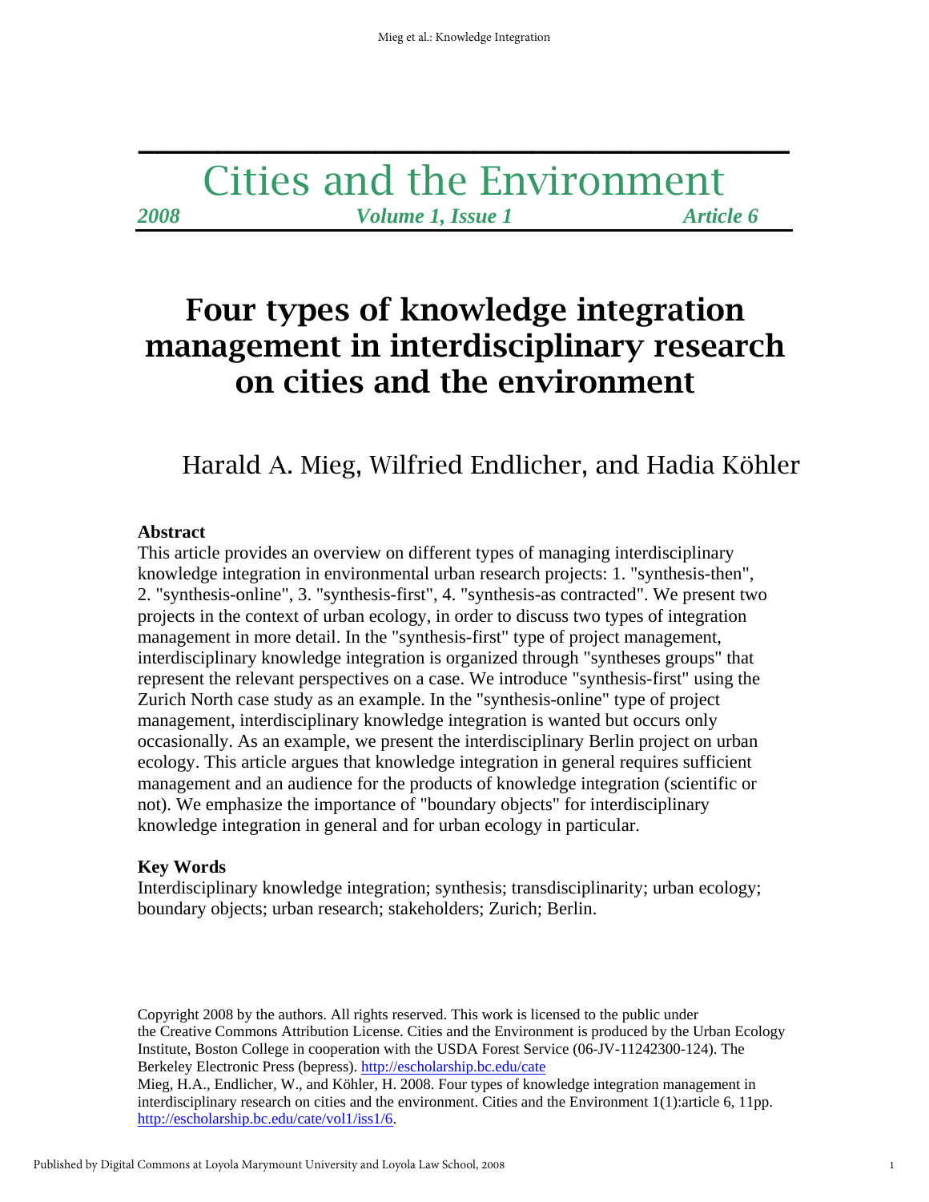# Cities and the Environment

*2008* *Volume 1, Issue 1* *Article 6*

# Four types of knowledge integration management in interdisciplinary research on cities and the environment

Harald A. Mieg, Wilfried Endlicher, and Hadia Köhler

**Abstract**

This article provides an overview on different types of managing interdisciplinary knowledge integration in environmental urban research projects: 1. "synthesis-then", 2. "synthesis-online", 3. "synthesis-first", 4. "synthesis-as contracted". We present two projects in the context of urban ecology, in order to discuss two types of integration management in more detail. In the "synthesis-first" type of project management, interdisciplinary knowledge integration is organized through "syntheses groups" that represent the relevant perspectives on a case. We introduce "synthesis-first" using the Zurich North case study as an example. In the "synthesis-online" type of project management, interdisciplinary knowledge integration is wanted but occurs only occasionally. As an example, we present the interdisciplinary Berlin project on urban ecology. This article argues that knowledge integration in general requires sufficient management and an audience for the products of knowledge integration (scientific or not). We emphasize the importance of "boundary objects" for interdisciplinary knowledge integration in general and for urban ecology in particular.

**Key Words**

Interdisciplinary knowledge integration; synthesis; transdisciplinarity; urban ecology; boundary objects; urban research; stakeholders; Zurich; Berlin.

Copyright 2008 by the authors. All rights reserved. This work is licensed to the public under the Creative Commons Attribution License. Cities and the Environment is produced by the Urban Ecology Institute, Boston College in cooperation with the USDA Forest Service (06-JV-11242300-124). The Berkeley Electronic Press (bepress). http://escholarship.bc.edu/cate

Mieg, H.A., Endlicher, W., and Köhler, H. 2008. Four types of knowledge integration management in interdisciplinary research on cities and the environment. Cities and the Environment 1(1):article 6, 11pp. http://escholarship.bc.edu/cate/vol1/iss1/6.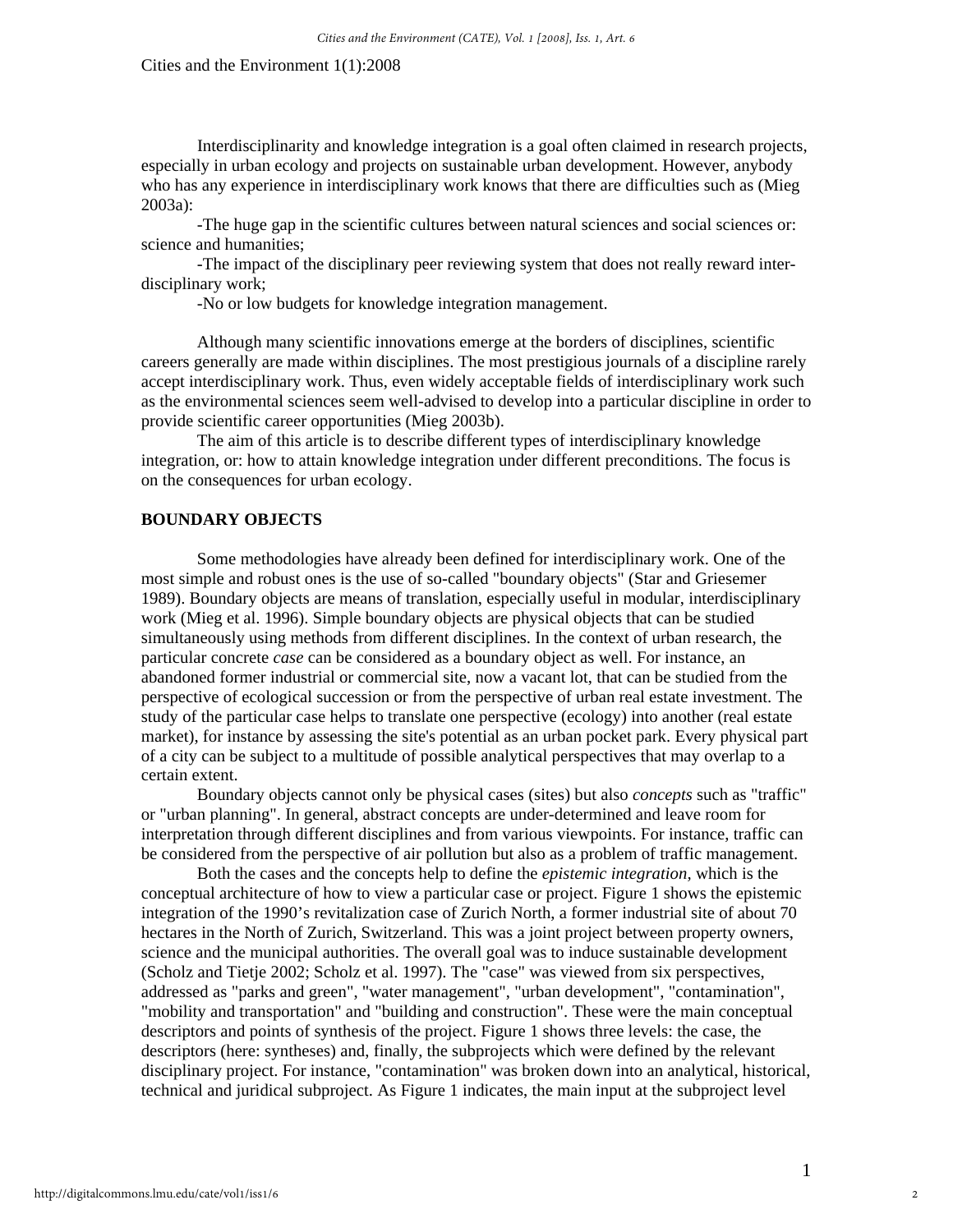Interdisciplinarity and knowledge integration is a goal often claimed in research projects, especially in urban ecology and projects on sustainable urban development. However, anybody who has any experience in interdisciplinary work knows that there are difficulties such as (Mieg 2003a):

-The huge gap in the scientific cultures between natural sciences and social sciences or: science and humanities;

-The impact of the disciplinary peer reviewing system that does not really reward inter-disciplinary work;

-No or low budgets for knowledge integration management.

Although many scientific innovations emerge at the borders of disciplines, scientific careers generally are made within disciplines. The most prestigious journals of a discipline rarely accept interdisciplinary work. Thus, even widely acceptable fields of interdisciplinary work such as the environmental sciences seem well-advised to develop into a particular discipline in order to provide scientific career opportunities (Mieg 2003b).

The aim of this article is to describe different types of interdisciplinary knowledge integration, or: how to attain knowledge integration under different preconditions. The focus is on the consequences for urban ecology.

## BOUNDARY OBJECTS

Some methodologies have already been defined for interdisciplinary work. One of the most simple and robust ones is the use of so-called "boundary objects" (Star and Griesemer 1989). Boundary objects are means of translation, especially useful in modular, interdisciplinary work (Mieg et al. 1996). Simple boundary objects are physical objects that can be studied simultaneously using methods from different disciplines. In the context of urban research, the particular concrete *case* can be considered as a boundary object as well. For instance, an abandoned former industrial or commercial site, now a vacant lot, that can be studied from the perspective of ecological succession or from the perspective of urban real estate investment. The study of the particular case helps to translate one perspective (ecology) into another (real estate market), for instance by assessing the site's potential as an urban pocket park. Every physical part of a city can be subject to a multitude of possible analytical perspectives that may overlap to a certain extent.

Boundary objects cannot only be physical cases (sites) but also *concepts* such as "traffic" or "urban planning". In general, abstract concepts are under-determined and leave room for interpretation through different disciplines and from various viewpoints. For instance, traffic can be considered from the perspective of air pollution but also as a problem of traffic management.

Both the cases and the concepts help to define the *epistemic integration*, which is the conceptual architecture of how to view a particular case or project. Figure 1 shows the epistemic integration of the 1990's revitalization case of Zurich North, a former industrial site of about 70 hectares in the North of Zurich, Switzerland. This was a joint project between property owners, science and the municipal authorities. The overall goal was to induce sustainable development (Scholz and Tietje 2002; Scholz et al. 1997). The "case" was viewed from six perspectives, addressed as "parks and green", "water management", "urban development", "contamination", "mobility and transportation" and "building and construction". These were the main conceptual descriptors and points of synthesis of the project. Figure 1 shows three levels: the case, the descriptors (here: syntheses) and, finally, the subprojects which were defined by the relevant disciplinary project. For instance, "contamination" was broken down into an analytical, historical, technical and juridical subproject. As Figure 1 indicates, the main input at the subproject level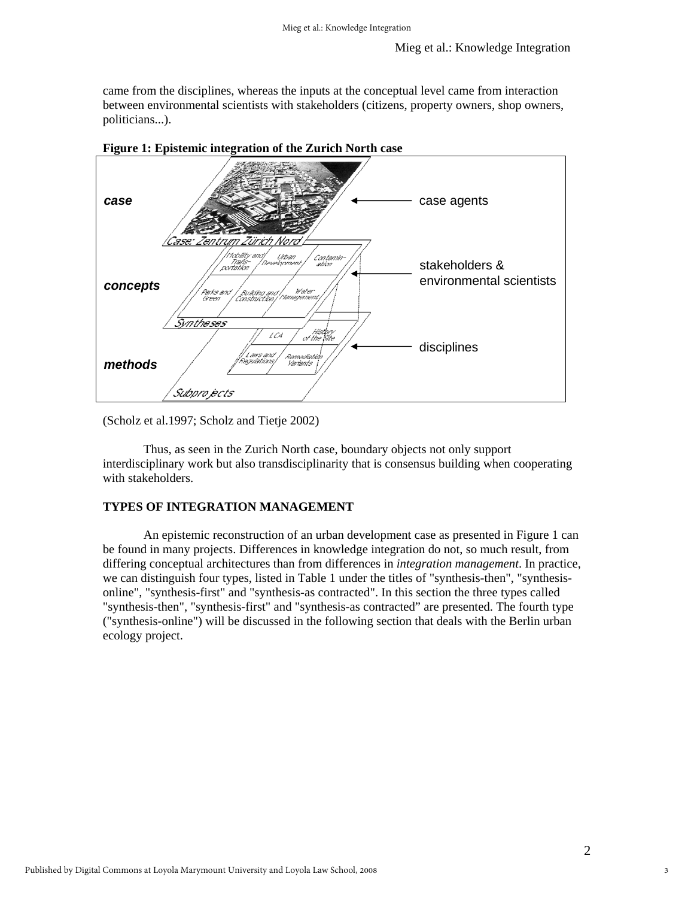came from the disciplines, whereas the inputs at the conceptual level came from interaction between environmental scientists with stakeholders (citizens, property owners, shop owners, politicians...).

**Figure 1: Epistemic integration of the Zurich North case**

*case* — Case: Zentrum Zürich Nord ← case agents

*concepts* — Syntheses: Mobility and Transportation; Urban Development; Contamination; Parks and Green; Building and Construction; Water Management ← stakeholders & environmental scientists

*methods* — Subprojects: LCA; History of the Site; Laws and Regulations; Remediation Variants ← disciplines

(Scholz et al.1997; Scholz and Tietje 2002)

Thus, as seen in the Zurich North case, boundary objects not only support interdisciplinary work but also transdisciplinarity that is consensus building when cooperating with stakeholders.

## TYPES OF INTEGRATION MANAGEMENT

An epistemic reconstruction of an urban development case as presented in Figure 1 can be found in many projects. Differences in knowledge integration do not, so much result, from differing conceptual architectures than from differences in *integration management*. In practice, we can distinguish four types, listed in Table 1 under the titles of "synthesis-then", "synthesis-online", "synthesis-first" and "synthesis-as contracted". In this section the three types called "synthesis-then", "synthesis-first" and "synthesis-as contracted" are presented. The fourth type ("synthesis-online") will be discussed in the following section that deals with the Berlin urban ecology project.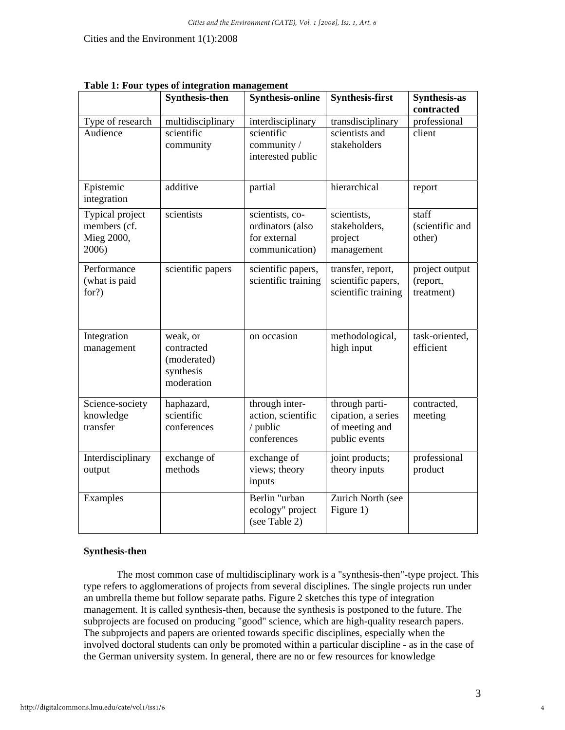Cities and the Environment 1(1):2008

**Table 1: Four types of integration management**

| | **Synthesis-then** | **Synthesis-online** | **Synthesis-first** | **Synthesis-as contracted** |
|---|---|---|---|---|
| Type of research | multidisciplinary | interdisciplinary | transdisciplinary | professional |
| Audience | scientific community | scientific community / interested public | scientists and stakeholders | client |
| Epistemic integration | additive | partial | hierarchical | report |
| Typical project members (cf. Mieg 2000, 2006) | scientists | scientists, co-ordinators (also for external communication) | scientists, stakeholders, project management | staff (scientific and other) |
| Performance (what is paid for?) | scientific papers | scientific papers, scientific training | transfer, report, scientific papers, scientific training | project output (report, treatment) |
| Integration management | weak, or contracted (moderated) synthesis moderation | on occasion | methodological, high input | task-oriented, efficient |
| Science-society knowledge transfer | haphazard, scientific conferences | through inter-action, scientific / public conferences | through parti-cipation, a series of meeting and public events | contracted, meeting |
| Interdisciplinary output | exchange of methods | exchange of views; theory inputs | joint products; theory inputs | professional product |
| Examples | | Berlin "urban ecology" project (see Table 2) | Zurich North (see Figure 1) | |

### Synthesis-then

The most common case of multidisciplinary work is a "synthesis-then"-type project. This type refers to agglomerations of projects from several disciplines. The single projects run under an umbrella theme but follow separate paths. Figure 2 sketches this type of integration management. It is called synthesis-then, because the synthesis is postponed to the future. The subprojects are focused on producing "good" science, which are high-quality research papers. The subprojects and papers are oriented towards specific disciplines, especially when the involved doctoral students can only be promoted within a particular discipline - as in the case of the German university system. In general, there are no or few resources for knowledge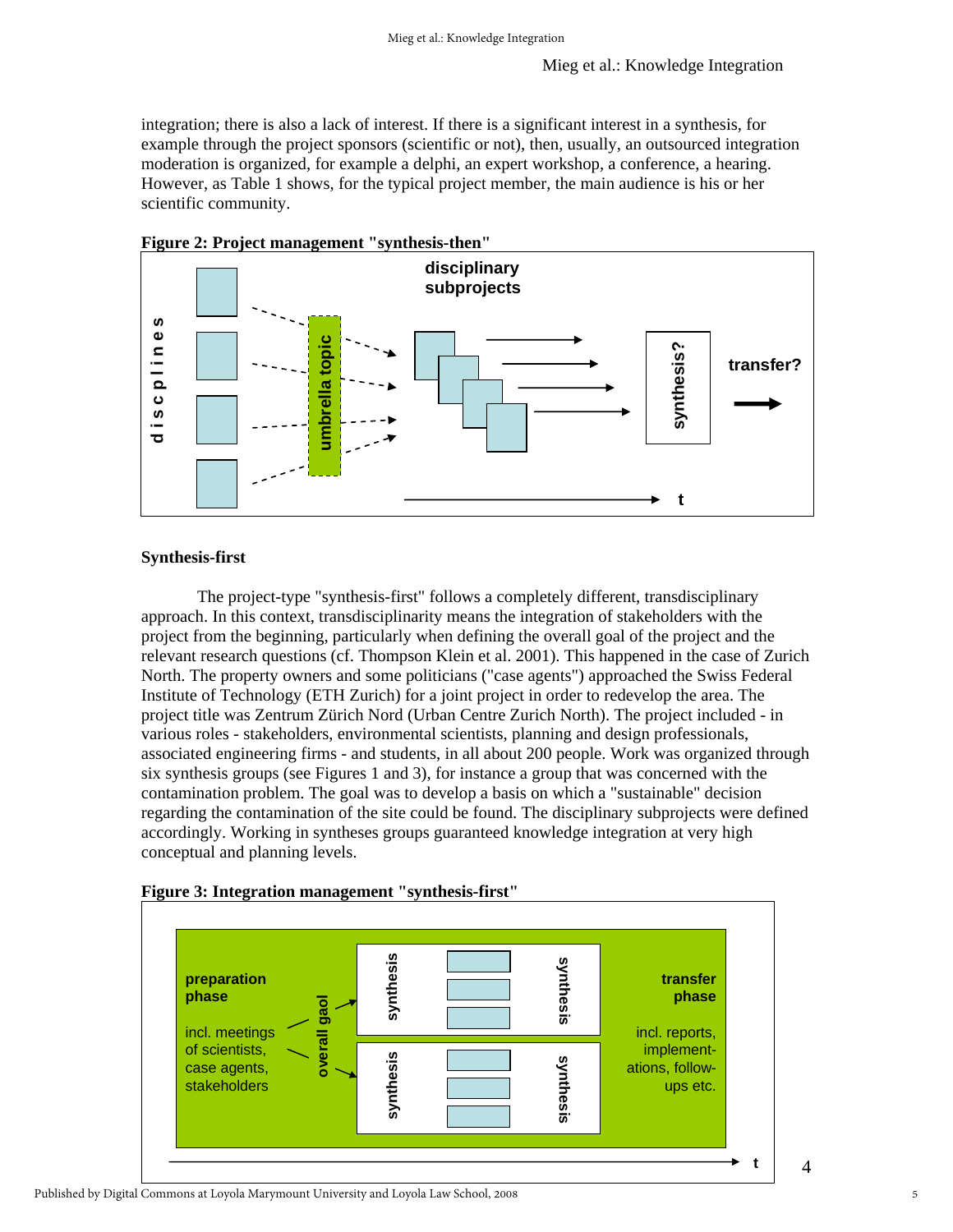integration; there is also a lack of interest. If there is a significant interest in a synthesis, for example through the project sponsors (scientific or not), then, usually, an outsourced integration moderation is organized, for example a delphi, an expert workshop, a conference, a hearing. However, as Table 1 shows, for the typical project member, the main audience is his or her scientific community.

**Figure 2: Project management "synthesis-then"**

disciplines

umbrella topic

disciplinary subprojects

synthesis?

transfer?

t

### Synthesis-first

The project-type "synthesis-first" follows a completely different, transdisciplinary approach. In this context, transdisciplinarity means the integration of stakeholders with the project from the beginning, particularly when defining the overall goal of the project and the relevant research questions (cf. Thompson Klein et al. 2001). This happened in the case of Zurich North. The property owners and some politicians ("case agents") approached the Swiss Federal Institute of Technology (ETH Zurich) for a joint project in order to redevelop the area. The project title was Zentrum Zürich Nord (Urban Centre Zurich North). The project included - in various roles - stakeholders, environmental scientists, planning and design professionals, associated engineering firms - and students, in all about 200 people. Work was organized through six synthesis groups (see Figures 1 and 3), for instance a group that was concerned with the contamination problem. The goal was to develop a basis on which a "sustainable" decision regarding the contamination of the site could be found. The disciplinary subprojects were defined accordingly. Working in syntheses groups guaranteed knowledge integration at very high conceptual and planning levels.

**Figure 3: Integration management "synthesis-first"**

preparation phase

incl. meetings of scientists, case agents, stakeholders

overall gaol

synthesis

synthesis

synthesis

synthesis

transfer phase

incl. reports, implementations, follow-ups etc.

t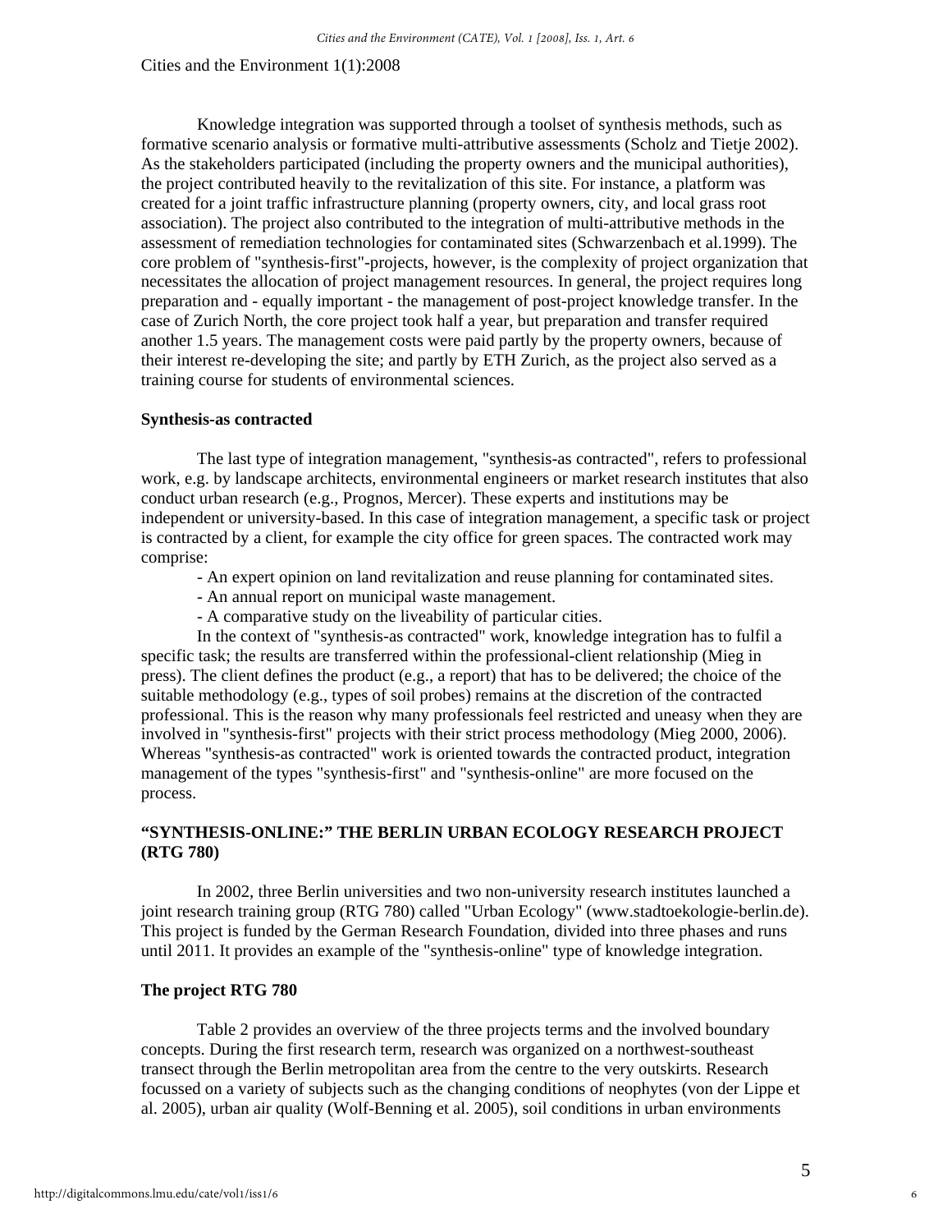Knowledge integration was supported through a toolset of synthesis methods, such as formative scenario analysis or formative multi-attributive assessments (Scholz and Tietje 2002). As the stakeholders participated (including the property owners and the municipal authorities), the project contributed heavily to the revitalization of this site. For instance, a platform was created for a joint traffic infrastructure planning (property owners, city, and local grass root association). The project also contributed to the integration of multi-attributive methods in the assessment of remediation technologies for contaminated sites (Schwarzenbach et al.1999). The core problem of "synthesis-first"-projects, however, is the complexity of project organization that necessitates the allocation of project management resources. In general, the project requires long preparation and - equally important - the management of post-project knowledge transfer. In the case of Zurich North, the core project took half a year, but preparation and transfer required another 1.5 years. The management costs were paid partly by the property owners, because of their interest re-developing the site; and partly by ETH Zurich, as the project also served as a training course for students of environmental sciences.

### Synthesis-as contracted

The last type of integration management, "synthesis-as contracted", refers to professional work, e.g. by landscape architects, environmental engineers or market research institutes that also conduct urban research (e.g., Prognos, Mercer). These experts and institutions may be independent or university-based. In this case of integration management, a specific task or project is contracted by a client, for example the city office for green spaces. The contracted work may comprise:

- An expert opinion on land revitalization and reuse planning for contaminated sites.
- An annual report on municipal waste management.
- A comparative study on the liveability of particular cities.

In the context of "synthesis-as contracted" work, knowledge integration has to fulfil a specific task; the results are transferred within the professional-client relationship (Mieg in press). The client defines the product (e.g., a report) that has to be delivered; the choice of the suitable methodology (e.g., types of soil probes) remains at the discretion of the contracted professional. This is the reason why many professionals feel restricted and uneasy when they are involved in "synthesis-first" projects with their strict process methodology (Mieg 2000, 2006). Whereas "synthesis-as contracted" work is oriented towards the contracted product, integration management of the types "synthesis-first" and "synthesis-online" are more focused on the process.

## "SYNTHESIS-ONLINE:" THE BERLIN URBAN ECOLOGY RESEARCH PROJECT (RTG 780)

In 2002, three Berlin universities and two non-university research institutes launched a joint research training group (RTG 780) called "Urban Ecology" (www.stadtoekologie-berlin.de). This project is funded by the German Research Foundation, divided into three phases and runs until 2011. It provides an example of the "synthesis-online" type of knowledge integration.

### The project RTG 780

Table 2 provides an overview of the three projects terms and the involved boundary concepts. During the first research term, research was organized on a northwest-southeast transect through the Berlin metropolitan area from the centre to the very outskirts. Research focussed on a variety of subjects such as the changing conditions of neophytes (von der Lippe et al. 2005), urban air quality (Wolf-Benning et al. 2005), soil conditions in urban environments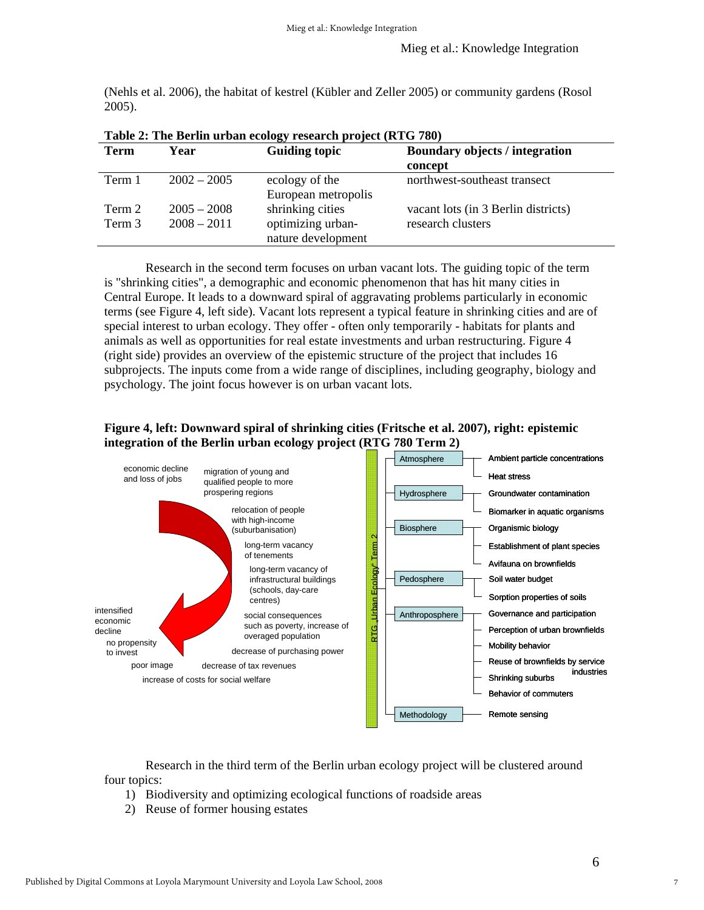(Nehls et al. 2006), the habitat of kestrel (Kübler and Zeller 2005) or community gardens (Rosol 2005).

**Table 2: The Berlin urban ecology research project (RTG 780)**

| Term | Year | Guiding topic | Boundary objects / integration concept |
|---|---|---|---|
| Term 1 | 2002 – 2005 | ecology of the European metropolis | northwest-southeast transect |
| Term 2 | 2005 – 2008 | shrinking cities | vacant lots (in 3 Berlin districts) |
| Term 3 | 2008 – 2011 | optimizing urban-nature development | research clusters |

Research in the second term focuses on urban vacant lots. The guiding topic of the term is "shrinking cities", a demographic and economic phenomenon that has hit many cities in Central Europe. It leads to a downward spiral of aggravating problems particularly in economic terms (see Figure 4, left side). Vacant lots represent a typical feature in shrinking cities and are of special interest to urban ecology. They offer - often only temporarily - habitats for plants and animals as well as opportunities for real estate investments and urban restructuring. Figure 4 (right side) provides an overview of the epistemic structure of the project that includes 16 subprojects. The inputs come from a wide range of disciplines, including geography, biology and psychology. The joint focus however is on urban vacant lots.

**Figure 4, left: Downward spiral of shrinking cities (Fritsche et al. 2007), right: epistemic integration of the Berlin urban ecology project (RTG 780 Term 2)**

Left: economic decline and loss of jobs; migration of young and qualified people to more prospering regions; relocation of people with high-income (suburbanisation); long-term vacancy of tenements; long-term vacancy of infrastructural buildings (schools, day-care centres); social consequences such as poverty, increase of overaged population; decrease of purchasing power; decrease of tax revenues; increase of costs for social welfare; poor image; no propensity to invest; intensified economic decline

Right: RTG „Urban Ecology" Term 2

- Atmosphere
  - Ambient particle concentrations
  - Heat stress
- Hydrosphere
  - Groundwater contamination
  - Biomarker in aquatic organisms
- Biosphere
  - Organismic biology
  - Establishment of plant species
  - Avifauna on brownfields
- Pedosphere
  - Soil water budget
  - Sorption properties of soils
- Anthroposphere
  - Governance and participation
  - Perception of urban brownfields
  - Mobility behavior
  - Reuse of brownfields by service industries
  - Shrinking suburbs
  - Behavior of commuters
- Methodology
  - Remote sensing

Research in the third term of the Berlin urban ecology project will be clustered around four topics:

1) Biodiversity and optimizing ecological functions of roadside areas
2) Reuse of former housing estates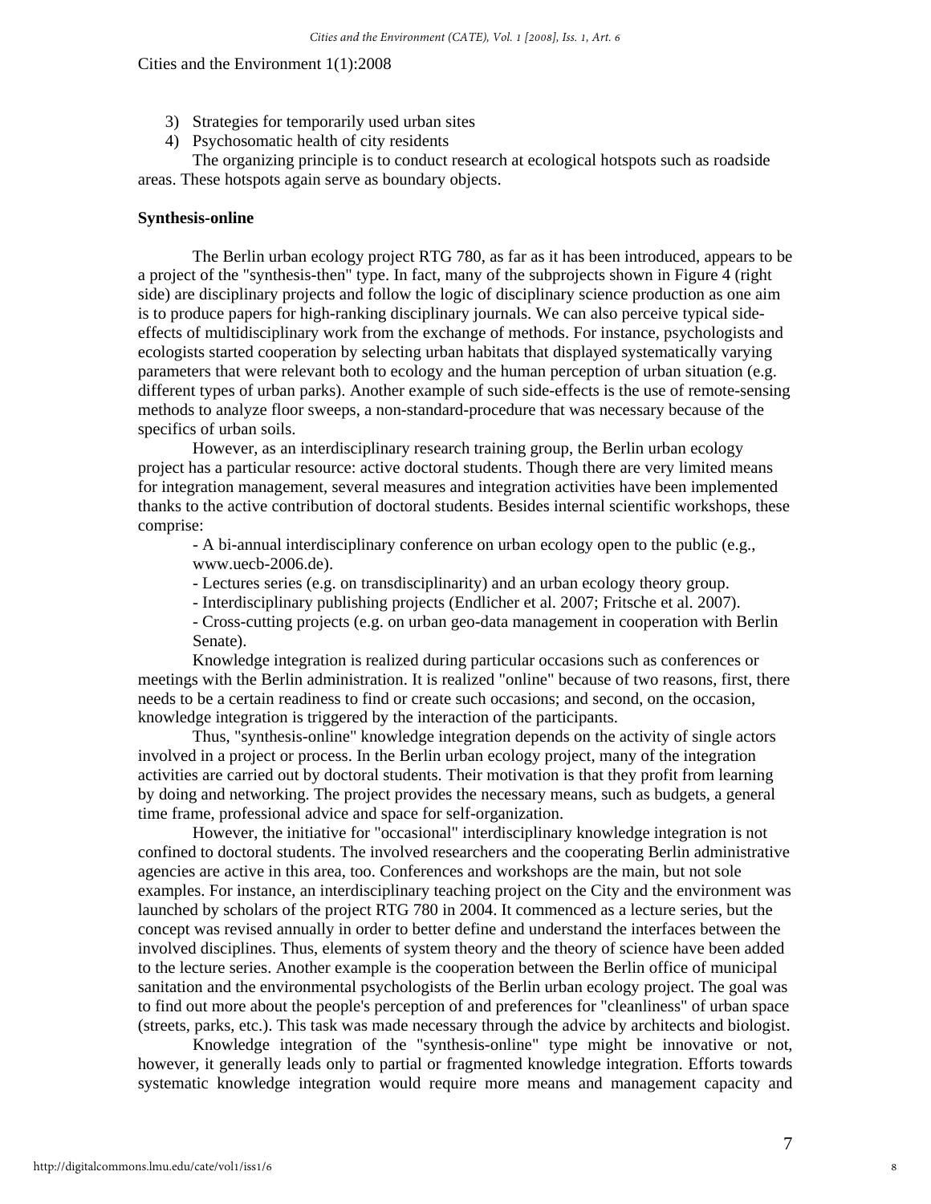3) Strategies for temporarily used urban sites
4) Psychosomatic health of city residents

The organizing principle is to conduct research at ecological hotspots such as roadside areas. These hotspots again serve as boundary objects.

**Synthesis-online**

The Berlin urban ecology project RTG 780, as far as it has been introduced, appears to be a project of the "synthesis-then" type. In fact, many of the subprojects shown in Figure 4 (right side) are disciplinary projects and follow the logic of disciplinary science production as one aim is to produce papers for high-ranking disciplinary journals. We can also perceive typical side-effects of multidisciplinary work from the exchange of methods. For instance, psychologists and ecologists started cooperation by selecting urban habitats that displayed systematically varying parameters that were relevant both to ecology and the human perception of urban situation (e.g. different types of urban parks). Another example of such side-effects is the use of remote-sensing methods to analyze floor sweeps, a non-standard-procedure that was necessary because of the specifics of urban soils.

However, as an interdisciplinary research training group, the Berlin urban ecology project has a particular resource: active doctoral students. Though there are very limited means for integration management, several measures and integration activities have been implemented thanks to the active contribution of doctoral students. Besides internal scientific workshops, these comprise:

- A bi-annual interdisciplinary conference on urban ecology open to the public (e.g., www.uecb-2006.de).
- Lectures series (e.g. on transdisciplinarity) and an urban ecology theory group.
- Interdisciplinary publishing projects (Endlicher et al. 2007; Fritsche et al. 2007).
- Cross-cutting projects (e.g. on urban geo-data management in cooperation with Berlin Senate).

Knowledge integration is realized during particular occasions such as conferences or meetings with the Berlin administration. It is realized "online" because of two reasons, first, there needs to be a certain readiness to find or create such occasions; and second, on the occasion, knowledge integration is triggered by the interaction of the participants.

Thus, "synthesis-online" knowledge integration depends on the activity of single actors involved in a project or process. In the Berlin urban ecology project, many of the integration activities are carried out by doctoral students. Their motivation is that they profit from learning by doing and networking. The project provides the necessary means, such as budgets, a general time frame, professional advice and space for self-organization.

However, the initiative for "occasional" interdisciplinary knowledge integration is not confined to doctoral students. The involved researchers and the cooperating Berlin administrative agencies are active in this area, too. Conferences and workshops are the main, but not sole examples. For instance, an interdisciplinary teaching project on the City and the environment was launched by scholars of the project RTG 780 in 2004. It commenced as a lecture series, but the concept was revised annually in order to better define and understand the interfaces between the involved disciplines. Thus, elements of system theory and the theory of science have been added to the lecture series. Another example is the cooperation between the Berlin office of municipal sanitation and the environmental psychologists of the Berlin urban ecology project. The goal was to find out more about the people's perception of and preferences for "cleanliness" of urban space (streets, parks, etc.). This task was made necessary through the advice by architects and biologist.

Knowledge integration of the "synthesis-online" type might be innovative or not, however, it generally leads only to partial or fragmented knowledge integration. Efforts towards systematic knowledge integration would require more means and management capacity and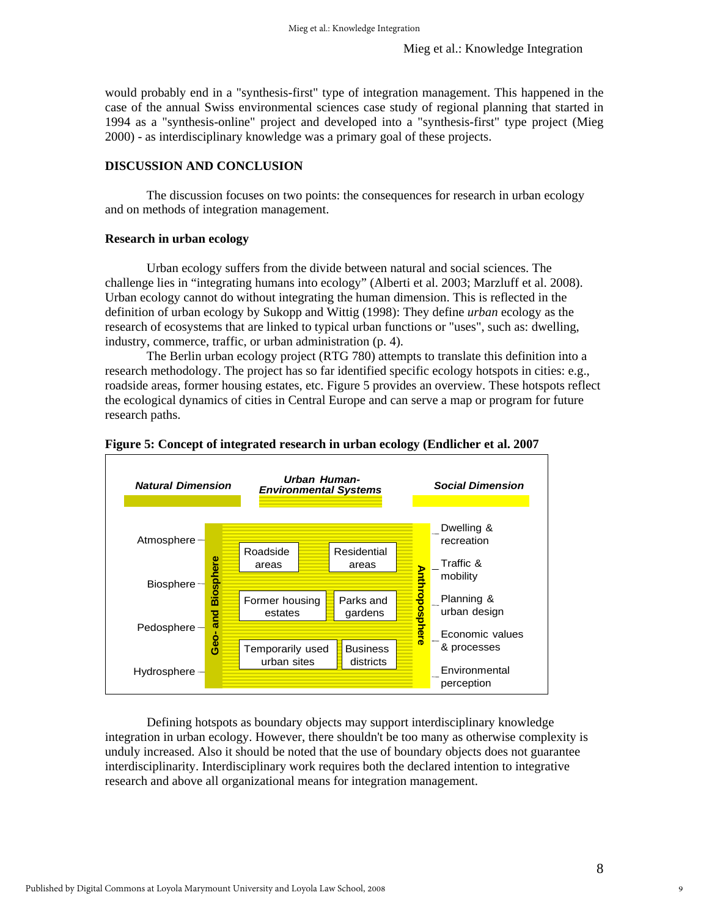would probably end in a "synthesis-first" type of integration management. This happened in the case of the annual Swiss environmental sciences case study of regional planning that started in 1994 as a "synthesis-online" project and developed into a "synthesis-first" type project (Mieg 2000) - as interdisciplinary knowledge was a primary goal of these projects.

## DISCUSSION AND CONCLUSION

The discussion focuses on two points: the consequences for research in urban ecology and on methods of integration management.

### Research in urban ecology

Urban ecology suffers from the divide between natural and social sciences. The challenge lies in “integrating humans into ecology” (Alberti et al. 2003; Marzluff et al. 2008). Urban ecology cannot do without integrating the human dimension. This is reflected in the definition of urban ecology by Sukopp and Wittig (1998): They define *urban* ecology as the research of ecosystems that are linked to typical urban functions or "uses", such as: dwelling, industry, commerce, traffic, or urban administration (p. 4).

The Berlin urban ecology project (RTG 780) attempts to translate this definition into a research methodology. The project has so far identified specific ecology hotspots in cities: e.g., roadside areas, former housing estates, etc. Figure 5 provides an overview. These hotspots reflect the ecological dynamics of cities in Central Europe and can serve a map or program for future research paths.

**Figure 5: Concept of integrated research in urban ecology (Endlicher et al. 2007**

*Natural Dimension* — *Urban Human-Environmental Systems* — *Social Dimension*

| Natural Dimension | Urban Human-Environmental Systems | | Social Dimension |
|---|---|---|---|
| Atmosphere | Roadside areas | Residential areas | Dwelling & recreation |
| Biosphere | Former housing estates | Parks and gardens | Traffic & mobility |
| Pedosphere | Temporarily used urban sites | Business districts | Planning & urban design |
| Hydrosphere | | | Economic values & processes |
| | | | Environmental perception |

Geo- and Biosphere | Anthroposphere

Defining hotspots as boundary objects may support interdisciplinary knowledge integration in urban ecology. However, there shouldn't be too many as otherwise complexity is unduly increased. Also it should be noted that the use of boundary objects does not guarantee interdisciplinarity. Interdisciplinary work requires both the declared intention to integrative research and above all organizational means for integration management.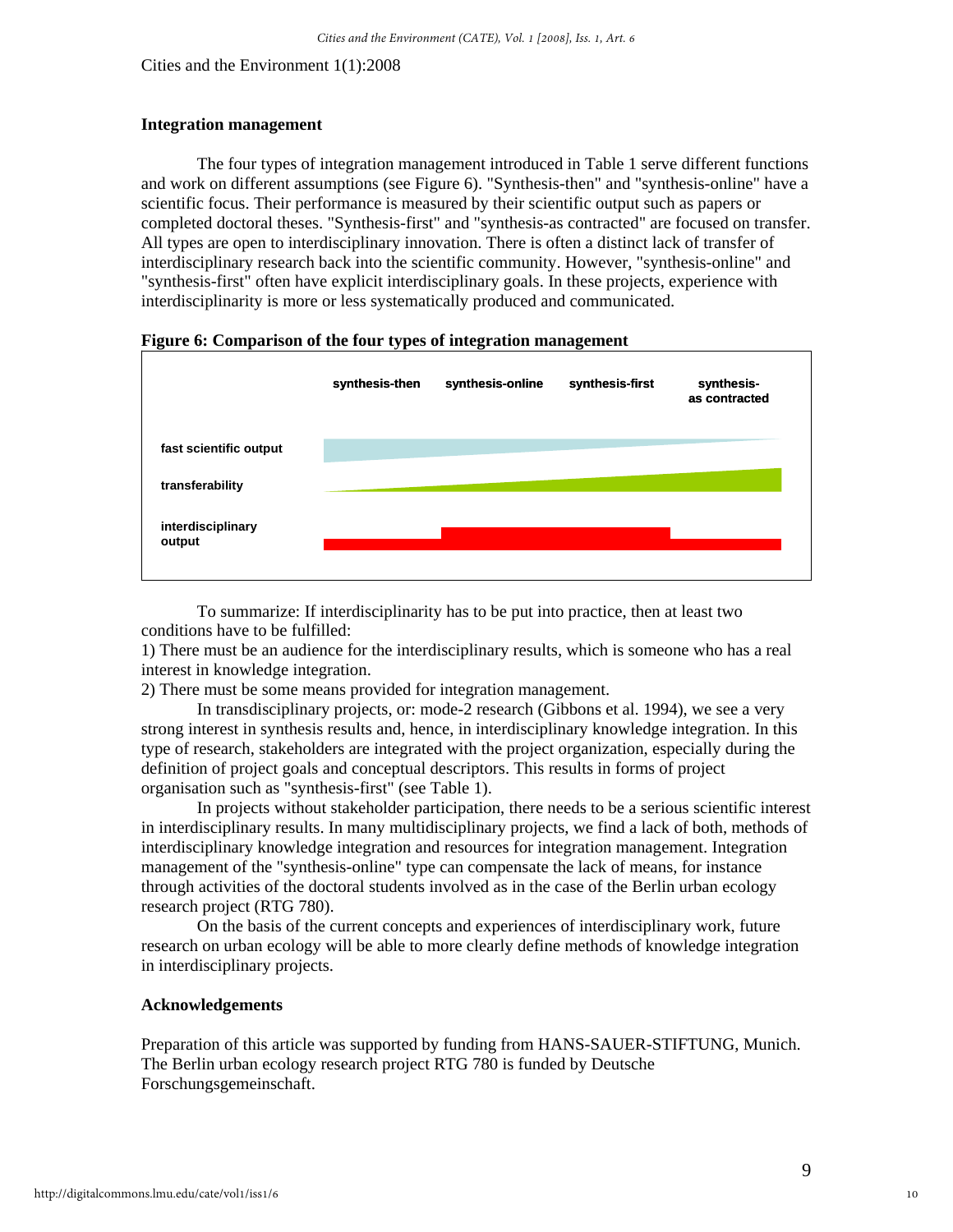### Integration management

The four types of integration management introduced in Table 1 serve different functions and work on different assumptions (see Figure 6). "Synthesis-then" and "synthesis-online" have a scientific focus. Their performance is measured by their scientific output such as papers or completed doctoral theses. "Synthesis-first" and "synthesis-as contracted" are focused on transfer. All types are open to interdisciplinary innovation. There is often a distinct lack of transfer of interdisciplinary research back into the scientific community. However, "synthesis-online" and "synthesis-first" often have explicit interdisciplinary goals. In these projects, experience with interdisciplinarity is more or less systematically produced and communicated.

**Figure 6: Comparison of the four types of integration management**

| | synthesis-then | synthesis-online | synthesis-first | synthesis-as contracted |
|---|---|---|---|---|
| fast scientific output | | | | |
| transferability | | | | |
| interdisciplinary output | | | | |

To summarize: If interdisciplinarity has to be put into practice, then at least two conditions have to be fulfilled:

1) There must be an audience for the interdisciplinary results, which is someone who has a real interest in knowledge integration.

2) There must be some means provided for integration management.

In transdisciplinary projects, or: mode-2 research (Gibbons et al. 1994), we see a very strong interest in synthesis results and, hence, in interdisciplinary knowledge integration. In this type of research, stakeholders are integrated with the project organization, especially during the definition of project goals and conceptual descriptors. This results in forms of project organisation such as "synthesis-first" (see Table 1).

In projects without stakeholder participation, there needs to be a serious scientific interest in interdisciplinary results. In many multidisciplinary projects, we find a lack of both, methods of interdisciplinary knowledge integration and resources for integration management. Integration management of the "synthesis-online" type can compensate the lack of means, for instance through activities of the doctoral students involved as in the case of the Berlin urban ecology research project (RTG 780).

On the basis of the current concepts and experiences of interdisciplinary work, future research on urban ecology will be able to more clearly define methods of knowledge integration in interdisciplinary projects.

### Acknowledgements

Preparation of this article was supported by funding from HANS-SAUER-STIFTUNG, Munich. The Berlin urban ecology research project RTG 780 is funded by Deutsche Forschungsgemeinschaft.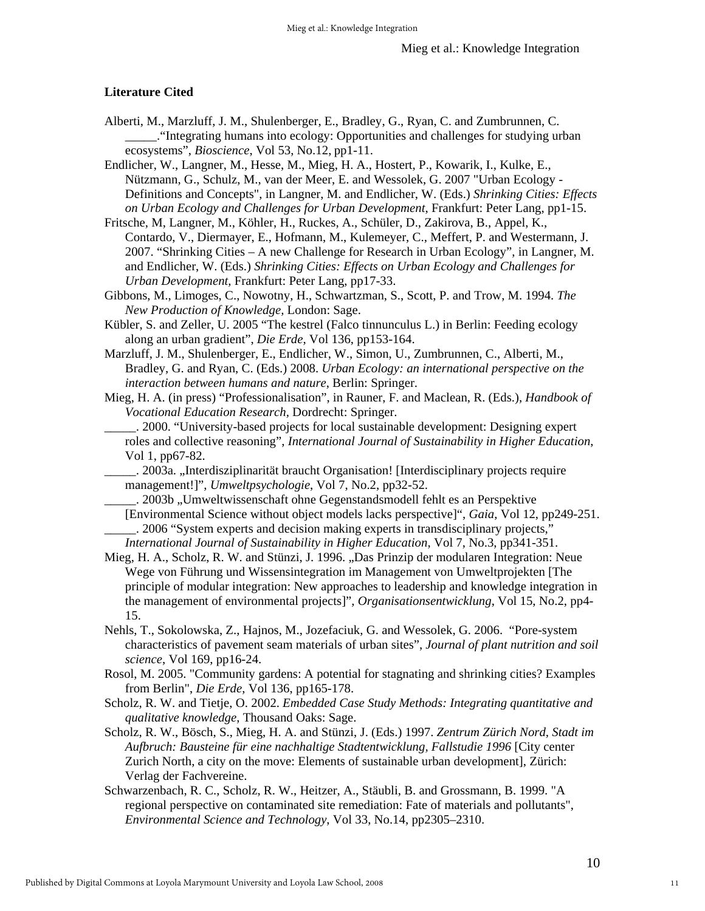**Literature Cited**

Alberti, M., Marzluff, J. M., Shulenberger, E., Bradley, G., Ryan, C. and Zumbrunnen, C. _____.“Integrating humans into ecology: Opportunities and challenges for studying urban ecosystems”, *Bioscience*, Vol 53, No.12, pp1-11.

Endlicher, W., Langner, M., Hesse, M., Mieg, H. A., Hostert, P., Kowarik, I., Kulke, E., Nützmann, G., Schulz, M., van der Meer, E. and Wessolek, G. 2007 "Urban Ecology - Definitions and Concepts", in Langner, M. and Endlicher, W. (Eds.) *Shrinking Cities: Effects on Urban Ecology and Challenges for Urban Development*, Frankfurt: Peter Lang, pp1-15.

Fritsche, M, Langner, M., Köhler, H., Ruckes, A., Schüler, D., Zakirova, B., Appel, K., Contardo, V., Diermayer, E., Hofmann, M., Kulemeyer, C., Meffert, P. and Westermann, J. 2007. “Shrinking Cities – A new Challenge for Research in Urban Ecology”, in Langner, M. and Endlicher, W. (Eds.) *Shrinking Cities: Effects on Urban Ecology and Challenges for Urban Development*, Frankfurt: Peter Lang, pp17-33.

Gibbons, M., Limoges, C., Nowotny, H., Schwartzman, S., Scott, P. and Trow, M. 1994. *The New Production of Knowledge*, London: Sage.

Kübler, S. and Zeller, U. 2005 “The kestrel (Falco tinnunculus L.) in Berlin: Feeding ecology along an urban gradient”, *Die Erde*, Vol 136, pp153-164.

Marzluff, J. M., Shulenberger, E., Endlicher, W., Simon, U., Zumbrunnen, C., Alberti, M., Bradley, G. and Ryan, C. (Eds.) 2008. *Urban Ecology: an international perspective on the interaction between humans and nature*, Berlin: Springer.

Mieg, H. A. (in press) “Professionalisation”, in Rauner, F. and Maclean, R. (Eds.), *Handbook of Vocational Education Research*, Dordrecht: Springer.

_____. 2000. “University-based projects for local sustainable development: Designing expert roles and collective reasoning”, *International Journal of Sustainability in Higher Education*, Vol 1, pp67-82.

_____. 2003a. „Interdisziplinarität braucht Organisation! [Interdisciplinary projects require management!]”, *Umweltpsychologie*, Vol 7, No.2, pp32-52.

_____. 2003b „Umweltwissenschaft ohne Gegenstandsmodell fehlt es an Perspektive [Environmental Science without object models lacks perspective]“, *Gaia*, Vol 12, pp249-251.

_____. 2006 “System experts and decision making experts in transdisciplinary projects,” *International Journal of Sustainability in Higher Education*, Vol 7, No.3, pp341-351.

Mieg, H. A., Scholz, R. W. and Stünzi, J. 1996. „Das Prinzip der modularen Integration: Neue Wege von Führung und Wissensintegration im Management von Umweltprojekten [The principle of modular integration: New approaches to leadership and knowledge integration in the management of environmental projects]”, *Organisationsentwicklung*, Vol 15, No.2, pp4-15.

Nehls, T., Sokolowska, Z., Hajnos, M., Jozefaciuk, G. and Wessolek, G. 2006. “Pore-system characteristics of pavement seam materials of urban sites”, *Journal of plant nutrition and soil science*, Vol 169, pp16-24.

Rosol, M. 2005. "Community gardens: A potential for stagnating and shrinking cities? Examples from Berlin", *Die Erde*, Vol 136, pp165-178.

Scholz, R. W. and Tietje, O. 2002. *Embedded Case Study Methods: Integrating quantitative and qualitative knowledge*, Thousand Oaks: Sage.

Scholz, R. W., Bösch, S., Mieg, H. A. and Stünzi, J. (Eds.) 1997. *Zentrum Zürich Nord, Stadt im Aufbruch: Bausteine für eine nachhaltige Stadtentwicklung, Fallstudie 1996* [City center Zurich North, a city on the move: Elements of sustainable urban development], Zürich: Verlag der Fachvereine.

Schwarzenbach, R. C., Scholz, R. W., Heitzer, A., Stäubli, B. and Grossmann, B. 1999. "A regional perspective on contaminated site remediation: Fate of materials and pollutants", *Environmental Science and Technology*, Vol 33, No.14, pp2305–2310.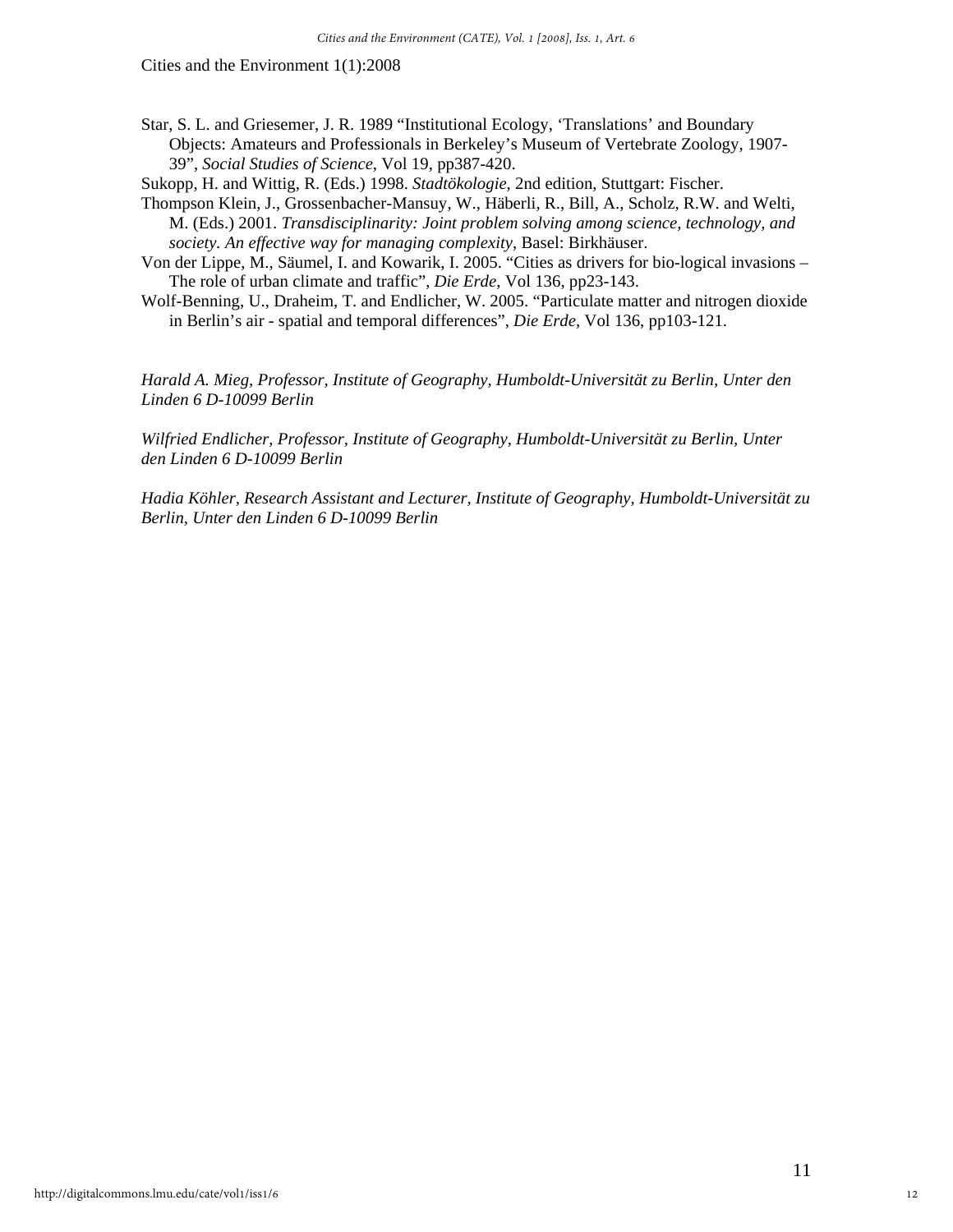Star, S. L. and Griesemer, J. R. 1989 “Institutional Ecology, ‘Translations’ and Boundary Objects: Amateurs and Professionals in Berkeley’s Museum of Vertebrate Zoology, 1907-39”, *Social Studies of Science*, Vol 19, pp387-420.

Sukopp, H. and Wittig, R. (Eds.) 1998. *Stadtökologie*, 2nd edition, Stuttgart: Fischer.

Thompson Klein, J., Grossenbacher-Mansuy, W., Häberli, R., Bill, A., Scholz, R.W. and Welti, M. (Eds.) 2001. *Transdisciplinarity: Joint problem solving among science, technology, and society. An effective way for managing complexity*, Basel: Birkhäuser.

Von der Lippe, M., Säumel, I. and Kowarik, I. 2005. “Cities as drivers for bio-logical invasions – The role of urban climate and traffic”, *Die Erde*, Vol 136, pp23-143.

Wolf-Benning, U., Draheim, T. and Endlicher, W. 2005. “Particulate matter and nitrogen dioxide in Berlin’s air - spatial and temporal differences”, *Die Erde*, Vol 136, pp103-121.

*Harald A. Mieg, Professor, Institute of Geography, Humboldt-Universität zu Berlin, Unter den Linden 6 D-10099 Berlin*

*Wilfried Endlicher, Professor, Institute of Geography, Humboldt-Universität zu Berlin, Unter den Linden 6 D-10099 Berlin*

*Hadia Köhler, Research Assistant and Lecturer, Institute of Geography, Humboldt-Universität zu Berlin, Unter den Linden 6 D-10099 Berlin*